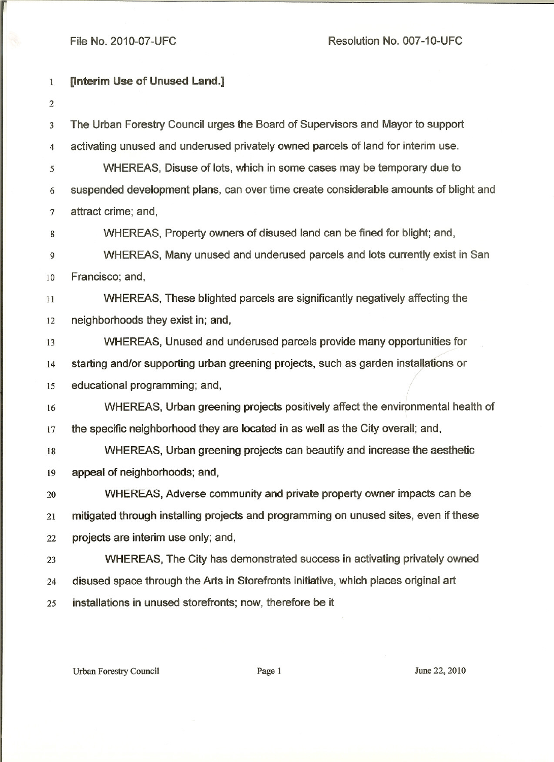File No. 2010-07-UFC Resolution No. 007-10-UFC

**[Interim Use of Unused Land.]**

The Urban Forestry Council urges the Board of Supervisors and Mayor to support activating unused and underused privately owned parcels of land for interim use.

WHEREAS, Disuse of lots, which in some cases may be temporary due to suspended development plans, can over time create considerable amounts of blight and attract crime; and,

WHEREAS, Property owners of disused land can be fined for blight; and,

WHEREAS, Many unused and underused parcels and lots currently exist in San Francisco; and,

WHEREAS, These blighted parcels are significantly negatively affecting the neighborhoods they exist in; and,

WHEREAS, Unused and underused parcels provide many opportunities for starting and/or supporting urban greening projects, such as garden installations or educational programming; and,

WHEREAS, Urban greening projects positively affect the environmental health of the specific neighborhood they are located in as well as the City overall; and,

WHEREAS, Urban greening projects can beautify and increase the aesthetic appeal of neighborhoods; and,

WHEREAS, Adverse community and private property owner impacts can be mitigated through installing projects and programming on unused sites, even if these projects are interim use only; and,

WHEREAS, The City has demonstrated success in activating privately owned disused space through the Arts in Storefronts initiative, which places original art installations in unused storefronts; now, therefore be it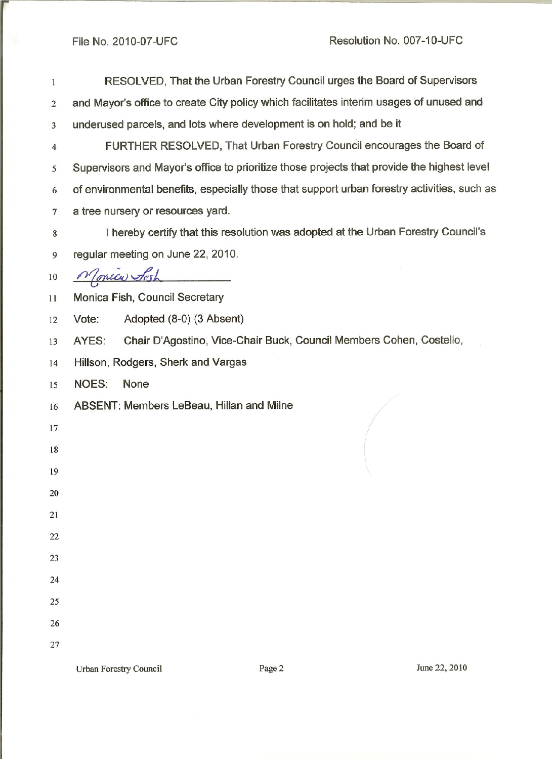RESOLVED, That the Urban Forestry Council urges the Board of Supervisors and Mayor's office to create City policy which facilitates interim usages of unused and underused parcels, and lots where development is on hold; and be it

FURTHER RESOLVED, That Urban Forestry Council encourages the Board of Supervisors and Mayor's office to prioritize those projects that provide the highest level of environmental benefits, especially those that support urban forestry activities, such as a tree nursery or resources yard.

I hereby certify that this resolution was adopted at the Urban Forestry Council's regular meeting on June 22, 2010.

Monica Fish

Monica Fish, Council Secretary

Vote: Adopted (8-0) (3 Absent)

AYES: Chair D'Agostino, Vice-Chair Buck, Council Members Cohen, Costello, Hillson, Rodgers, Sherk and Vargas

NOES: None

ABSENT: Members LeBeau, Hillan and Milne